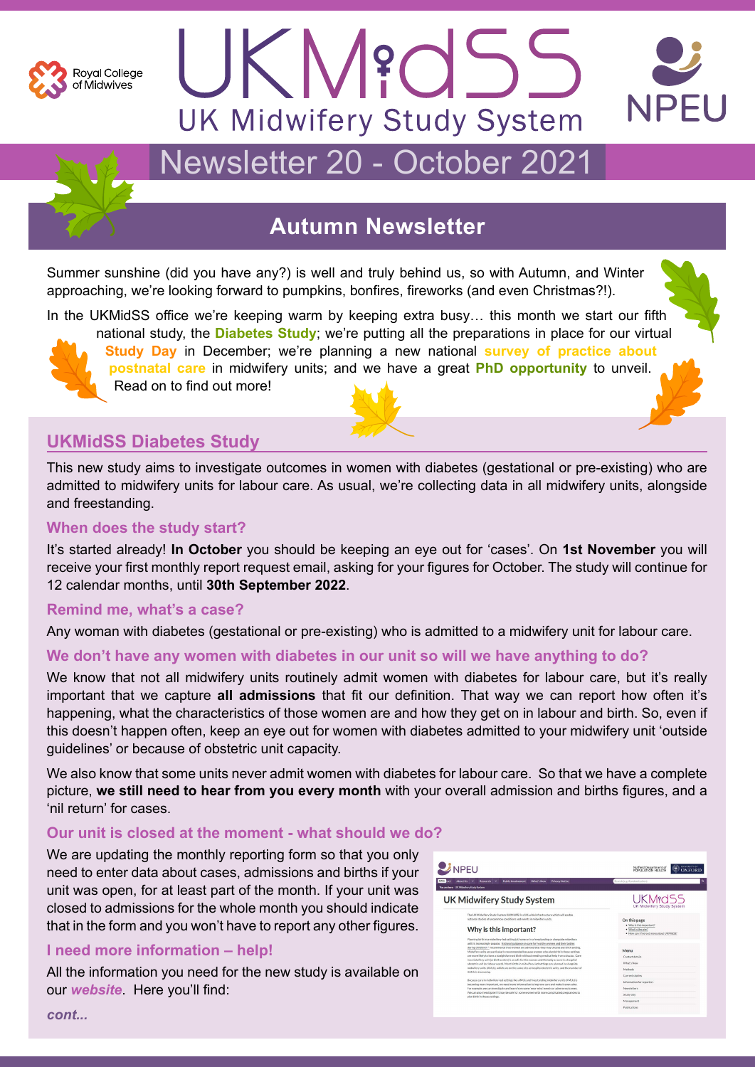# UKMidSS

## UK Midwifery Study System

## Newsletter 20 - October 2021

## Autumn Newsletter

Summer sunshine (did you have any?) is well and truly behind us, so with Autumn, and Winter approaching, we're looking forward to pumpkins, bonfires, fireworks (and even Christmas?!).

In the UKMidSS office we're keeping warm by keeping extra busy… this month we start our fifth national study, the **Diabetes Study**; we're putting all the preparations in place for our virtual **Study Day** in December; we're planning a new national **survey of practice about postnatal care** in midwifery units; and we have a great **PhD opportunity** to unveil. Read on to find out more!

## UKMidSS Diabetes Study

This new study aims to investigate outcomes in women with diabetes (gestational or pre-existing) who are admitted to midwifery units for labour care. As usual, we're collecting data in all midwifery units, alongside and freestanding.

### When does the study start?

It's started already! **In October** you should be keeping an eye out for 'cases'. On **1st November** you will receive your first monthly report request email, asking for your figures for October. The study will continue for 12 calendar months, until **30th September 2022**.

### Remind me, what's a case?

Any woman with diabetes (gestational or pre-existing) who is admitted to a midwifery unit for labour care.

### We don't have any women with diabetes in our unit so will we have anything to do?

We know that not all midwifery units routinely admit women with diabetes for labour care, but it's really important that we capture **all admissions** that fit our definition. That way we can report how often it's happening, what the characteristics of those women are and how they get on in labour and birth. So, even if this doesn't happen often, keep an eye out for women with diabetes admitted to your midwifery unit 'outside guidelines' or because of obstetric unit capacity.

We also know that some units never admit women with diabetes for labour care. So that we have a complete picture, **we still need to hear from you every month** with your overall admission and births figures, and a 'nil return' for cases.

### Our unit is closed at the moment - what should we do?

We are updating the monthly reporting form so that you only need to enter data about cases, admissions and births if your unit was open, for at least part of the month. If your unit was closed to admissions for the whole month you should indicate that in the form and you won't have to report any other figures.

### I need more information – help!

All the information you need for the new study is available on our ***website***. Here you'll find:

*cont...*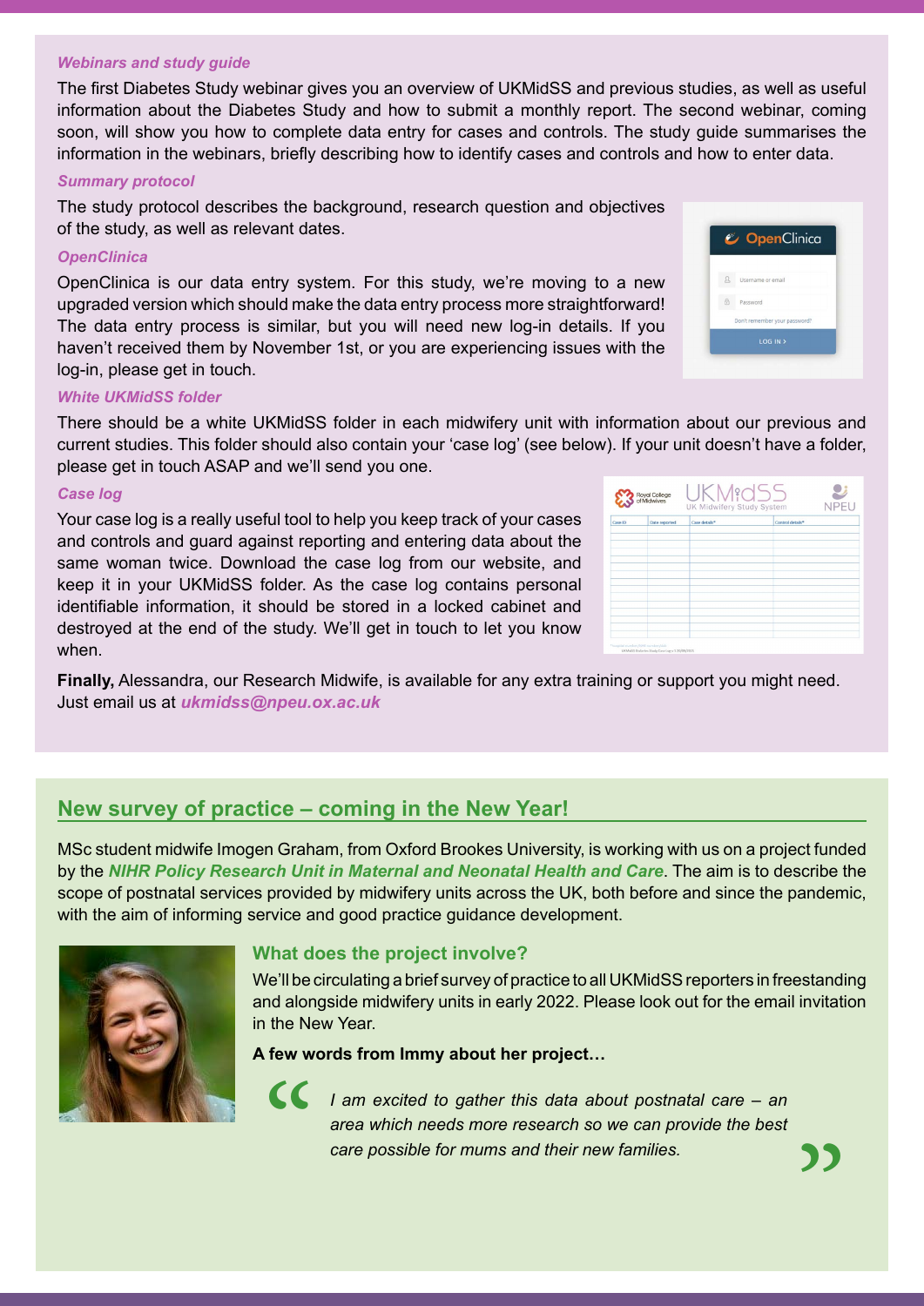### *Webinars and study guide*

The first Diabetes Study webinar gives you an overview of UKMidSS and previous studies, as well as useful information about the Diabetes Study and how to submit a monthly report. The second webinar, coming soon, will show you how to complete data entry for cases and controls. The study guide summarises the information in the webinars, briefly describing how to identify cases and controls and how to enter data.

### *Summary protocol*

The study protocol describes the background, research question and objectives of the study, as well as relevant dates.

### *OpenClinica*

OpenClinica is our data entry system. For this study, we're moving to a new upgraded version which should make the data entry process more straightforward! The data entry process is similar, but you will need new log-in details. If you haven't received them by November 1st, or you are experiencing issues with the log-in, please get in touch.

### *White UKMidSS folder*

There should be a white UKMidSS folder in each midwifery unit with information about our previous and current studies. This folder should also contain your 'case log' (see below). If your unit doesn't have a folder, please get in touch ASAP and we'll send you one.

### *Case log*

Your case log is a really useful tool to help you keep track of your cases and controls and guard against reporting and entering data about the same woman twice. Download the case log from our website, and keep it in your UKMidSS folder. As the case log contains personal identifiable information, it should be stored in a locked cabinet and destroyed at the end of the study. We'll get in touch to let you know when.

**Finally,** Alessandra, our Research Midwife, is available for any extra training or support you might need. Just email us at ***ukmidss@npeu.ox.ac.uk***

## New survey of practice – coming in the New Year!

MSc student midwife Imogen Graham, from Oxford Brookes University, is working with us on a project funded by the ***NIHR Policy Research Unit in Maternal and Neonatal Health and Care***. The aim is to describe the scope of postnatal services provided by midwifery units across the UK, both before and since the pandemic, with the aim of informing service and good practice guidance development.

### What does the project involve?

We'll be circulating a brief survey of practice to all UKMidSS reporters in freestanding and alongside midwifery units in early 2022. Please look out for the email invitation in the New Year.

**A few words from Immy about her project…**

> *I am excited to gather this data about postnatal care – an area which needs more research so we can provide the best care possible for mums and their new families.*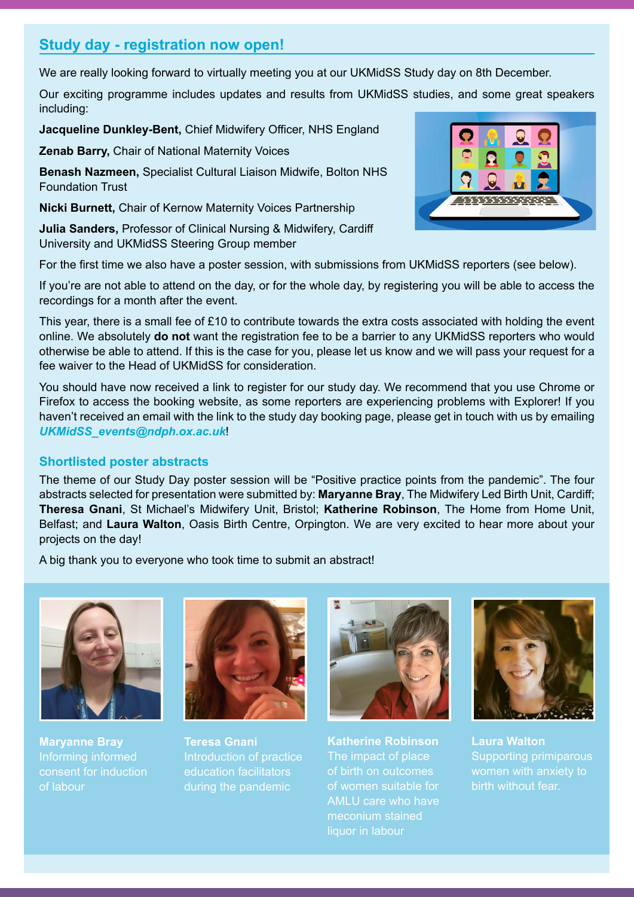## Study day - registration now open!

We are really looking forward to virtually meeting you at our UKMidSS Study day on 8th December.

Our exciting programme includes updates and results from UKMidSS studies, and some great speakers including:

**Jacqueline Dunkley-Bent,** Chief Midwifery Officer, NHS England

**Zenab Barry,** Chair of National Maternity Voices

**Benash Nazmeen,** Specialist Cultural Liaison Midwife, Bolton NHS Foundation Trust

**Nicki Burnett,** Chair of Kernow Maternity Voices Partnership

**Julia Sanders,** Professor of Clinical Nursing & Midwifery, Cardiff University and UKMidSS Steering Group member

For the first time we also have a poster session, with submissions from UKMidSS reporters (see below).

If you're are not able to attend on the day, or for the whole day, by registering you will be able to access the recordings for a month after the event.

This year, there is a small fee of £10 to contribute towards the extra costs associated with holding the event online. We absolutely **do not** want the registration fee to be a barrier to any UKMidSS reporters who would otherwise be able to attend. If this is the case for you, please let us know and we will pass your request for a fee waiver to the Head of UKMidSS for consideration.

You should have now received a link to register for our study day. We recommend that you use Chrome or Firefox to access the booking website, as some reporters are experiencing problems with Explorer! If you haven't received an email with the link to the study day booking page, please get in touch with us by emailing ***UKMidSS_events@ndph.ox.ac.uk***!

### Shortlisted poster abstracts

The theme of our Study Day poster session will be "Positive practice points from the pandemic". The four abstracts selected for presentation were submitted by: **Maryanne Bray**, The Midwifery Led Birth Unit, Cardiff; **Theresa Gnani**, St Michael's Midwifery Unit, Bristol; **Katherine Robinson**, The Home from Home Unit, Belfast; and **Laura Walton**, Oasis Birth Centre, Orpington. We are very excited to hear more about your projects on the day!

A big thank you to everyone who took time to submit an abstract!

**Maryanne Bray**
Informing informed consent for induction of labour

**Teresa Gnani**
Introduction of practice education facilitators during the pandemic

**Katherine Robinson**
The impact of place of birth on outcomes of women suitable for AMLU care who have meconium stained liquor in labour

**Laura Walton**
Supporting primiparous women with anxiety to birth without fear.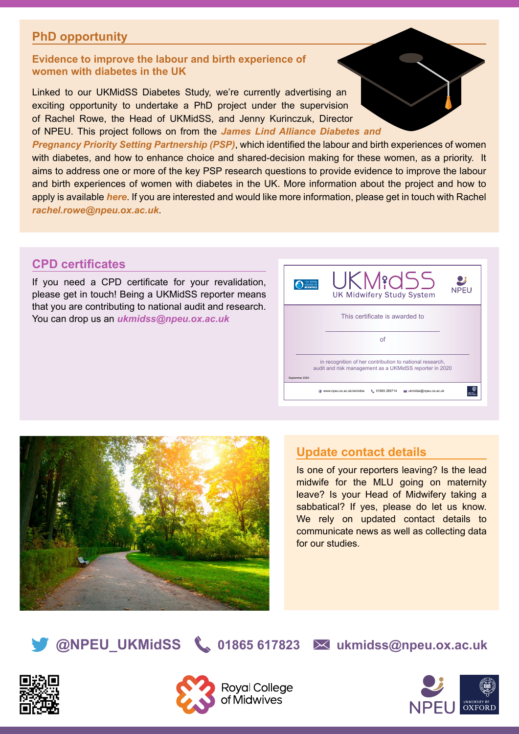## PhD opportunity

### Evidence to improve the labour and birth experience of women with diabetes in the UK

Linked to our UKMidSS Diabetes Study, we're currently advertising an exciting opportunity to undertake a PhD project under the supervision of Rachel Rowe, the Head of UKMidSS, and Jenny Kurinczuk, Director of NPEU. This project follows on from the ***James Lind Alliance Diabetes and Pregnancy Priority Setting Partnership (PSP)***, which identified the labour and birth experiences of women with diabetes, and how to enhance choice and shared-decision making for these women, as a priority. It aims to address one or more of the key PSP research questions to provide evidence to improve the labour and birth experiences of women with diabetes in the UK. More information about the project and how to apply is available ***here***. If you are interested and would like more information, please get in touch with Rachel ***rachel.rowe@npeu.ox.ac.uk***.

## CPD certificates

If you need a CPD certificate for your revalidation, please get in touch! Being a UKMidSS reporter means that you are contributing to national audit and research. You can drop us an ***ukmidss@npeu.ox.ac.uk***

## Update contact details

Is one of your reporters leaving? Is the lead midwife for the MLU going on maternity leave? Is your Head of Midwifery taking a sabbatical? If yes, please do let us know. We rely on updated contact details to communicate news as well as collecting data for our studies.

**@NPEU_UKMidSS** **01865 617823** **ukmidss@npeu.ox.ac.uk**